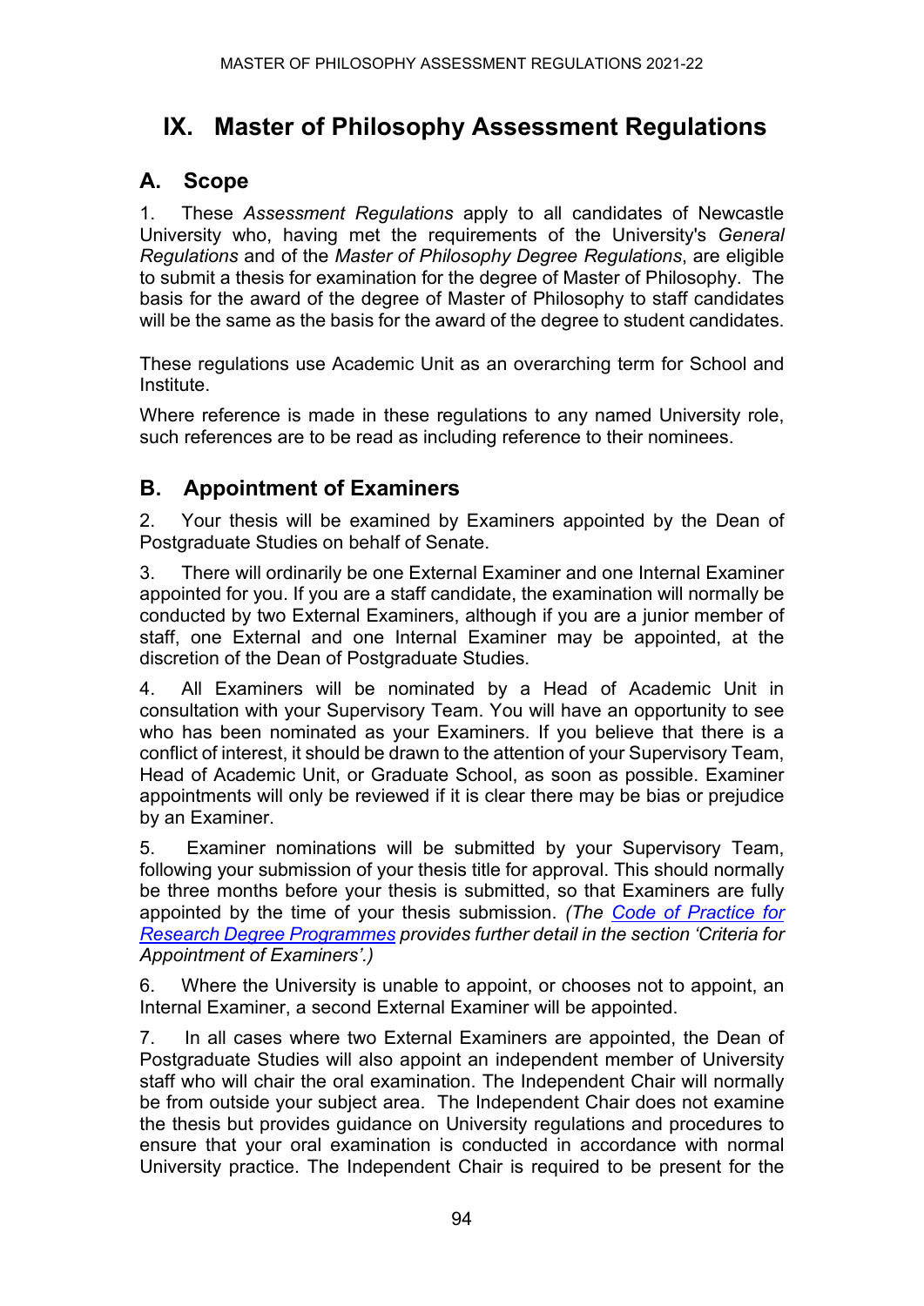# IX. Master of Philosophy Assessment Regulations

## A. Scope

1. These *Assessment Regulations* apply to all candidates of Newcastle University who, having met the requirements of the University's *General Regulations* and of the *Master of Philosophy Degree Regulations*, are eligible to submit a thesis for examination for the degree of Master of Philosophy. The basis for the award of the degree of Master of Philosophy to staff candidates will be the same as the basis for the award of the degree to student candidates.

These regulations use Academic Unit as an overarching term for School and Institute.

Where reference is made in these regulations to any named University role, such references are to be read as including reference to their nominees.

## B. Appointment of Examiners

2. Your thesis will be examined by Examiners appointed by the Dean of Postgraduate Studies on behalf of Senate.

3. There will ordinarily be one External Examiner and one Internal Examiner appointed for you. If you are a staff candidate, the examination will normally be conducted by two External Examiners, although if you are a junior member of staff, one External and one Internal Examiner may be appointed, at the discretion of the Dean of Postgraduate Studies.

4. All Examiners will be nominated by a Head of Academic Unit in consultation with your Supervisory Team. You will have an opportunity to see who has been nominated as your Examiners. If you believe that there is a conflict of interest, it should be drawn to the attention of your Supervisory Team, Head of Academic Unit, or Graduate School, as soon as possible. Examiner appointments will only be reviewed if it is clear there may be bias or prejudice by an Examiner.

5. Examiner nominations will be submitted by your Supervisory Team, following your submission of your thesis title for approval. This should normally be three months before your thesis is submitted, so that Examiners are fully appointed by the time of your thesis submission. *(The [Code of Practice for Research Degree Programmes](#) provides further detail in the section 'Criteria for Appointment of Examiners'.)*

6. Where the University is unable to appoint, or chooses not to appoint, an Internal Examiner, a second External Examiner will be appointed.

7. In all cases where two External Examiners are appointed, the Dean of Postgraduate Studies will also appoint an independent member of University staff who will chair the oral examination. The Independent Chair will normally be from outside your subject area. The Independent Chair does not examine the thesis but provides guidance on University regulations and procedures to ensure that your oral examination is conducted in accordance with normal University practice. The Independent Chair is required to be present for the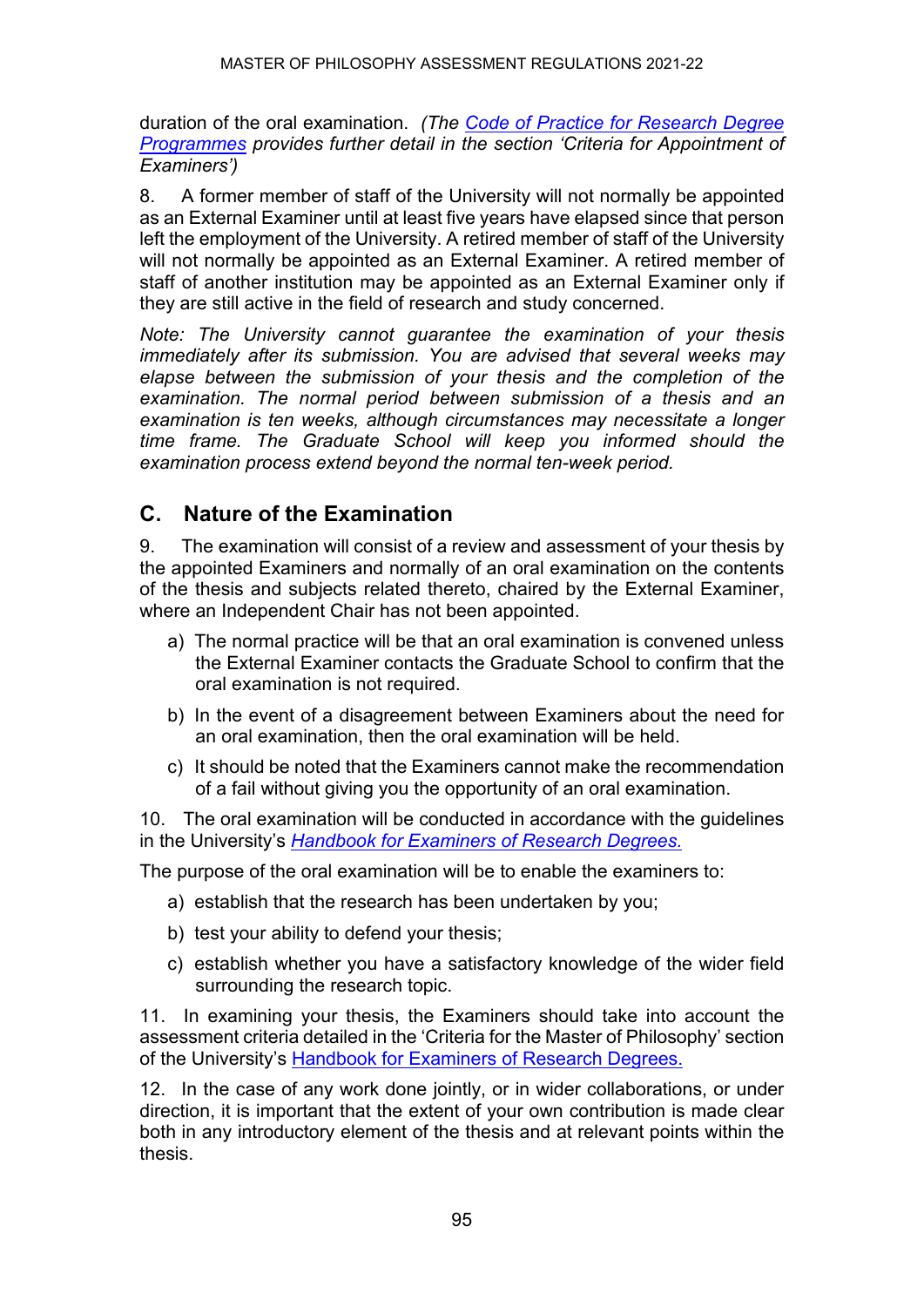duration of the oral examination. *(The [Code of Practice for Research Degree Programmes](#) provides further detail in the section 'Criteria for Appointment of Examiners')*

8. A former member of staff of the University will not normally be appointed as an External Examiner until at least five years have elapsed since that person left the employment of the University. A retired member of staff of the University will not normally be appointed as an External Examiner. A retired member of staff of another institution may be appointed as an External Examiner only if they are still active in the field of research and study concerned.

*Note: The University cannot guarantee the examination of your thesis immediately after its submission. You are advised that several weeks may elapse between the submission of your thesis and the completion of the examination. The normal period between submission of a thesis and an examination is ten weeks, although circumstances may necessitate a longer time frame. The Graduate School will keep you informed should the examination process extend beyond the normal ten-week period.*

## C. Nature of the Examination

9. The examination will consist of a review and assessment of your thesis by the appointed Examiners and normally of an oral examination on the contents of the thesis and subjects related thereto, chaired by the External Examiner, where an Independent Chair has not been appointed.

   a) The normal practice will be that an oral examination is convened unless the External Examiner contacts the Graduate School to confirm that the oral examination is not required.

   b) In the event of a disagreement between Examiners about the need for an oral examination, then the oral examination will be held.

   c) It should be noted that the Examiners cannot make the recommendation of a fail without giving you the opportunity of an oral examination.

10. The oral examination will be conducted in accordance with the guidelines in the University's *[Handbook for Examiners of Research Degrees.](#)*

The purpose of the oral examination will be to enable the examiners to:

   a) establish that the research has been undertaken by you;

   b) test your ability to defend your thesis;

   c) establish whether you have a satisfactory knowledge of the wider field surrounding the research topic.

11. In examining your thesis, the Examiners should take into account the assessment criteria detailed in the 'Criteria for the Master of Philosophy' section of the University's [Handbook for Examiners of Research Degrees.](#)

12. In the case of any work done jointly, or in wider collaborations, or under direction, it is important that the extent of your own contribution is made clear both in any introductory element of the thesis and at relevant points within the thesis.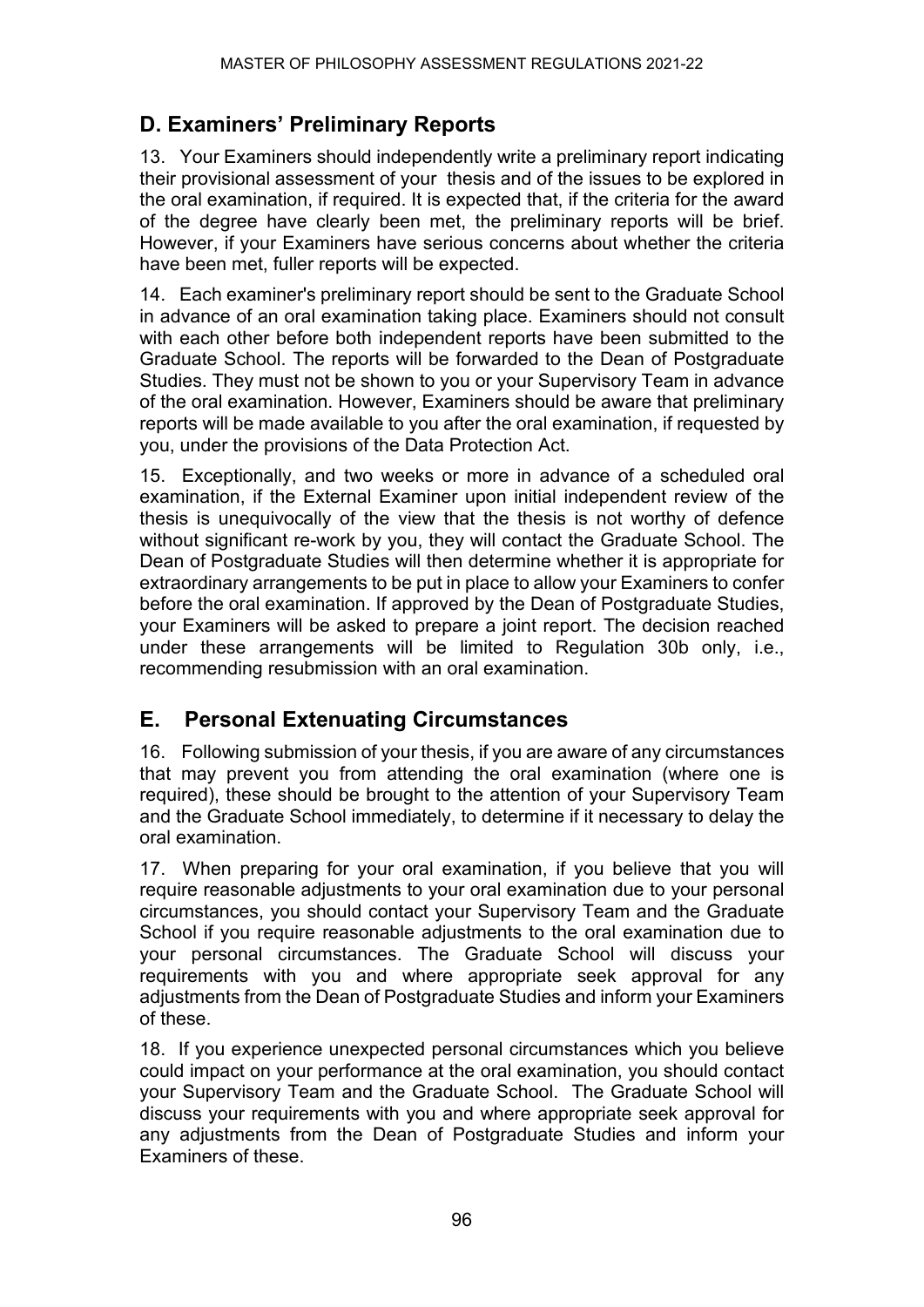## D. Examiners' Preliminary Reports

13. Your Examiners should independently write a preliminary report indicating their provisional assessment of your thesis and of the issues to be explored in the oral examination, if required. It is expected that, if the criteria for the award of the degree have clearly been met, the preliminary reports will be brief. However, if your Examiners have serious concerns about whether the criteria have been met, fuller reports will be expected.

14. Each examiner's preliminary report should be sent to the Graduate School in advance of an oral examination taking place. Examiners should not consult with each other before both independent reports have been submitted to the Graduate School. The reports will be forwarded to the Dean of Postgraduate Studies. They must not be shown to you or your Supervisory Team in advance of the oral examination. However, Examiners should be aware that preliminary reports will be made available to you after the oral examination, if requested by you, under the provisions of the Data Protection Act.

15. Exceptionally, and two weeks or more in advance of a scheduled oral examination, if the External Examiner upon initial independent review of the thesis is unequivocally of the view that the thesis is not worthy of defence without significant re-work by you, they will contact the Graduate School. The Dean of Postgraduate Studies will then determine whether it is appropriate for extraordinary arrangements to be put in place to allow your Examiners to confer before the oral examination. If approved by the Dean of Postgraduate Studies, your Examiners will be asked to prepare a joint report. The decision reached under these arrangements will be limited to Regulation 30b only, i.e., recommending resubmission with an oral examination.

## E. Personal Extenuating Circumstances

16. Following submission of your thesis, if you are aware of any circumstances that may prevent you from attending the oral examination (where one is required), these should be brought to the attention of your Supervisory Team and the Graduate School immediately, to determine if it necessary to delay the oral examination.

17. When preparing for your oral examination, if you believe that you will require reasonable adjustments to your oral examination due to your personal circumstances, you should contact your Supervisory Team and the Graduate School if you require reasonable adjustments to the oral examination due to your personal circumstances. The Graduate School will discuss your requirements with you and where appropriate seek approval for any adjustments from the Dean of Postgraduate Studies and inform your Examiners of these.

18. If you experience unexpected personal circumstances which you believe could impact on your performance at the oral examination, you should contact your Supervisory Team and the Graduate School. The Graduate School will discuss your requirements with you and where appropriate seek approval for any adjustments from the Dean of Postgraduate Studies and inform your Examiners of these.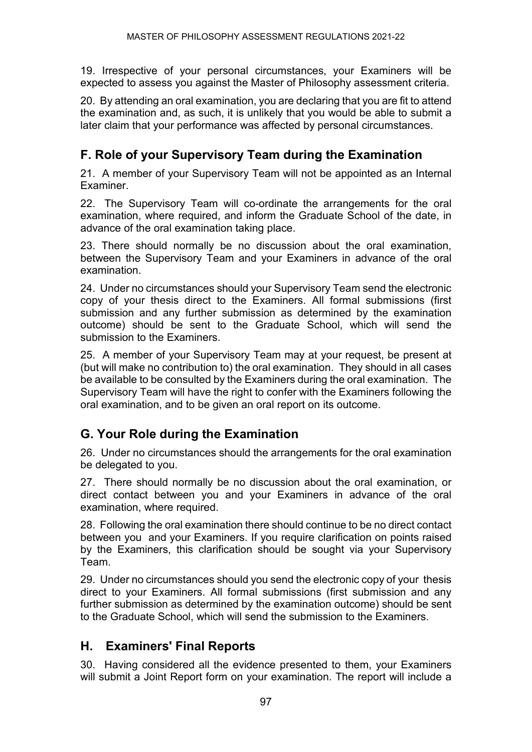19. Irrespective of your personal circumstances, your Examiners will be expected to assess you against the Master of Philosophy assessment criteria.

20. By attending an oral examination, you are declaring that you are fit to attend the examination and, as such, it is unlikely that you would be able to submit a later claim that your performance was affected by personal circumstances.

## F. Role of your Supervisory Team during the Examination

21. A member of your Supervisory Team will not be appointed as an Internal Examiner.

22. The Supervisory Team will co-ordinate the arrangements for the oral examination, where required, and inform the Graduate School of the date, in advance of the oral examination taking place.

23. There should normally be no discussion about the oral examination, between the Supervisory Team and your Examiners in advance of the oral examination.

24. Under no circumstances should your Supervisory Team send the electronic copy of your thesis direct to the Examiners. All formal submissions (first submission and any further submission as determined by the examination outcome) should be sent to the Graduate School, which will send the submission to the Examiners.

25. A member of your Supervisory Team may at your request, be present at (but will make no contribution to) the oral examination. They should in all cases be available to be consulted by the Examiners during the oral examination. The Supervisory Team will have the right to confer with the Examiners following the oral examination, and to be given an oral report on its outcome.

## G. Your Role during the Examination

26. Under no circumstances should the arrangements for the oral examination be delegated to you.

27. There should normally be no discussion about the oral examination, or direct contact between you and your Examiners in advance of the oral examination, where required.

28. Following the oral examination there should continue to be no direct contact between you and your Examiners. If you require clarification on points raised by the Examiners, this clarification should be sought via your Supervisory Team.

29. Under no circumstances should you send the electronic copy of your thesis direct to your Examiners. All formal submissions (first submission and any further submission as determined by the examination outcome) should be sent to the Graduate School, which will send the submission to the Examiners.

## H. Examiners' Final Reports

30. Having considered all the evidence presented to them, your Examiners will submit a Joint Report form on your examination. The report will include a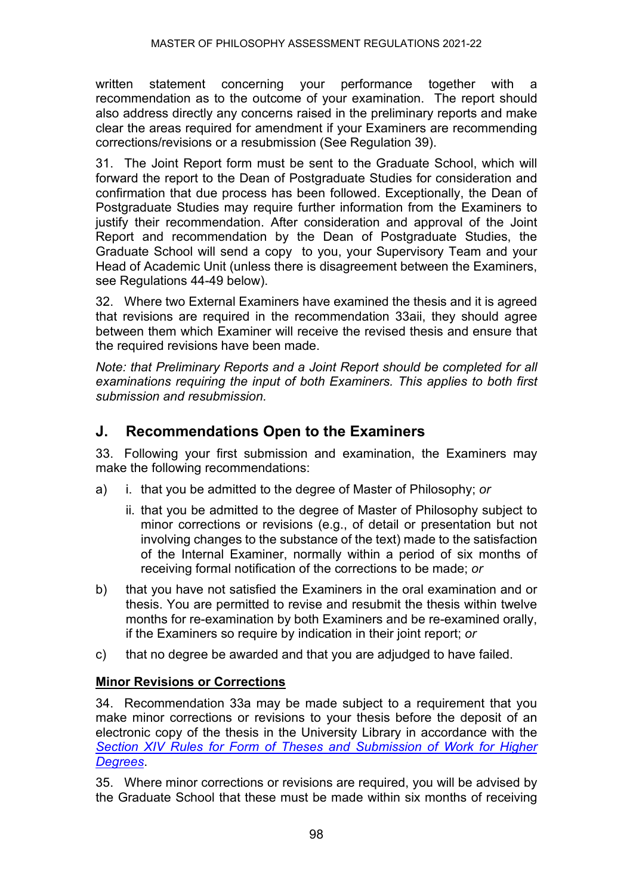written statement concerning your performance together with a recommendation as to the outcome of your examination. The report should also address directly any concerns raised in the preliminary reports and make clear the areas required for amendment if your Examiners are recommending corrections/revisions or a resubmission (See Regulation 39).

31. The Joint Report form must be sent to the Graduate School, which will forward the report to the Dean of Postgraduate Studies for consideration and confirmation that due process has been followed. Exceptionally, the Dean of Postgraduate Studies may require further information from the Examiners to justify their recommendation. After consideration and approval of the Joint Report and recommendation by the Dean of Postgraduate Studies, the Graduate School will send a copy to you, your Supervisory Team and your Head of Academic Unit (unless there is disagreement between the Examiners, see Regulations 44-49 below).

32. Where two External Examiners have examined the thesis and it is agreed that revisions are required in the recommendation 33aii, they should agree between them which Examiner will receive the revised thesis and ensure that the required revisions have been made.

*Note: that Preliminary Reports and a Joint Report should be completed for all examinations requiring the input of both Examiners. This applies to both first submission and resubmission.*

## J. Recommendations Open to the Examiners

33. Following your first submission and examination, the Examiners may make the following recommendations:

a) i. that you be admitted to the degree of Master of Philosophy; *or*

   ii. that you be admitted to the degree of Master of Philosophy subject to minor corrections or revisions (e.g., of detail or presentation but not involving changes to the substance of the text) made to the satisfaction of the Internal Examiner, normally within a period of six months of receiving formal notification of the corrections to be made; *or*

b) that you have not satisfied the Examiners in the oral examination and or thesis. You are permitted to revise and resubmit the thesis within twelve months for re-examination by both Examiners and be re-examined orally, if the Examiners so require by indication in their joint report; *or*

c) that no degree be awarded and that you are adjudged to have failed.

**Minor Revisions or Corrections**

34. Recommendation 33a may be made subject to a requirement that you make minor corrections or revisions to your thesis before the deposit of an electronic copy of the thesis in the University Library in accordance with the *Section XIV Rules for Form of Theses and Submission of Work for Higher Degrees*.

35. Where minor corrections or revisions are required, you will be advised by the Graduate School that these must be made within six months of receiving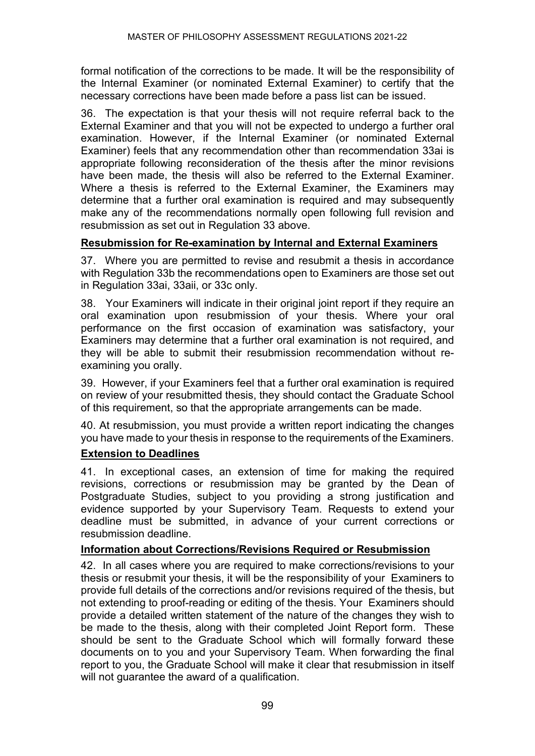formal notification of the corrections to be made. It will be the responsibility of the Internal Examiner (or nominated External Examiner) to certify that the necessary corrections have been made before a pass list can be issued.

36. The expectation is that your thesis will not require referral back to the External Examiner and that you will not be expected to undergo a further oral examination. However, if the Internal Examiner (or nominated External Examiner) feels that any recommendation other than recommendation 33ai is appropriate following reconsideration of the thesis after the minor revisions have been made, the thesis will also be referred to the External Examiner. Where a thesis is referred to the External Examiner, the Examiners may determine that a further oral examination is required and may subsequently make any of the recommendations normally open following full revision and resubmission as set out in Regulation 33 above.

**Resubmission for Re-examination by Internal and External Examiners**

37. Where you are permitted to revise and resubmit a thesis in accordance with Regulation 33b the recommendations open to Examiners are those set out in Regulation 33ai, 33aii, or 33c only.

38. Your Examiners will indicate in their original joint report if they require an oral examination upon resubmission of your thesis. Where your oral performance on the first occasion of examination was satisfactory, your Examiners may determine that a further oral examination is not required, and they will be able to submit their resubmission recommendation without re-examining you orally.

39. However, if your Examiners feel that a further oral examination is required on review of your resubmitted thesis, they should contact the Graduate School of this requirement, so that the appropriate arrangements can be made.

40. At resubmission, you must provide a written report indicating the changes you have made to your thesis in response to the requirements of the Examiners.

**Extension to Deadlines**

41. In exceptional cases, an extension of time for making the required revisions, corrections or resubmission may be granted by the Dean of Postgraduate Studies, subject to you providing a strong justification and evidence supported by your Supervisory Team. Requests to extend your deadline must be submitted, in advance of your current corrections or resubmission deadline.

**Information about Corrections/Revisions Required or Resubmission**

42. In all cases where you are required to make corrections/revisions to your thesis or resubmit your thesis, it will be the responsibility of your Examiners to provide full details of the corrections and/or revisions required of the thesis, but not extending to proof-reading or editing of the thesis. Your Examiners should provide a detailed written statement of the nature of the changes they wish to be made to the thesis, along with their completed Joint Report form. These should be sent to the Graduate School which will formally forward these documents on to you and your Supervisory Team. When forwarding the final report to you, the Graduate School will make it clear that resubmission in itself will not guarantee the award of a qualification.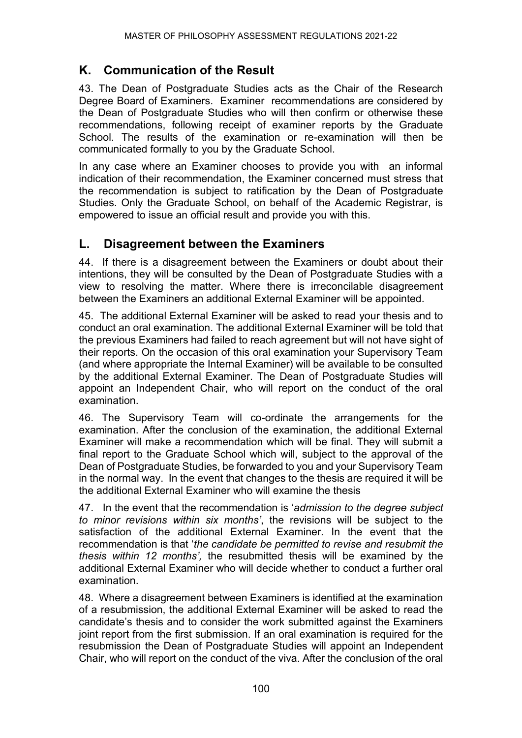## K. Communication of the Result

43. The Dean of Postgraduate Studies acts as the Chair of the Research Degree Board of Examiners. Examiner recommendations are considered by the Dean of Postgraduate Studies who will then confirm or otherwise these recommendations, following receipt of examiner reports by the Graduate School. The results of the examination or re-examination will then be communicated formally to you by the Graduate School.

In any case where an Examiner chooses to provide you with an informal indication of their recommendation, the Examiner concerned must stress that the recommendation is subject to ratification by the Dean of Postgraduate Studies. Only the Graduate School, on behalf of the Academic Registrar, is empowered to issue an official result and provide you with this.

## L. Disagreement between the Examiners

44. If there is a disagreement between the Examiners or doubt about their intentions, they will be consulted by the Dean of Postgraduate Studies with a view to resolving the matter. Where there is irreconcilable disagreement between the Examiners an additional External Examiner will be appointed.

45. The additional External Examiner will be asked to read your thesis and to conduct an oral examination. The additional External Examiner will be told that the previous Examiners had failed to reach agreement but will not have sight of their reports. On the occasion of this oral examination your Supervisory Team (and where appropriate the Internal Examiner) will be available to be consulted by the additional External Examiner. The Dean of Postgraduate Studies will appoint an Independent Chair, who will report on the conduct of the oral examination.

46. The Supervisory Team will co-ordinate the arrangements for the examination. After the conclusion of the examination, the additional External Examiner will make a recommendation which will be final. They will submit a final report to the Graduate School which will, subject to the approval of the Dean of Postgraduate Studies, be forwarded to you and your Supervisory Team in the normal way. In the event that changes to the thesis are required it will be the additional External Examiner who will examine the thesis

47. In the event that the recommendation is '*admission to the degree subject to minor revisions within six months'*, the revisions will be subject to the satisfaction of the additional External Examiner. In the event that the recommendation is that '*the candidate be permitted to revise and resubmit the thesis within 12 months',* the resubmitted thesis will be examined by the additional External Examiner who will decide whether to conduct a further oral examination.

48. Where a disagreement between Examiners is identified at the examination of a resubmission, the additional External Examiner will be asked to read the candidate's thesis and to consider the work submitted against the Examiners joint report from the first submission. If an oral examination is required for the resubmission the Dean of Postgraduate Studies will appoint an Independent Chair, who will report on the conduct of the viva. After the conclusion of the oral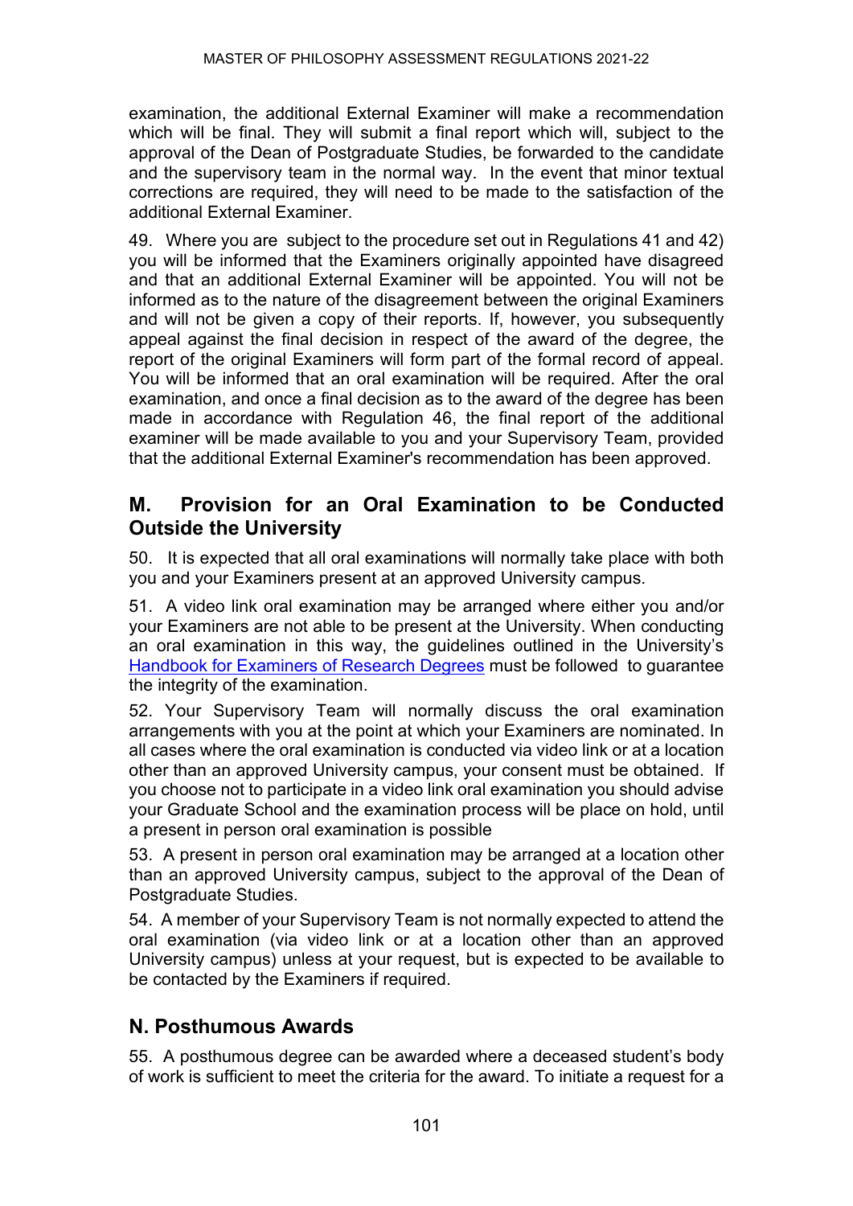examination, the additional External Examiner will make a recommendation which will be final. They will submit a final report which will, subject to the approval of the Dean of Postgraduate Studies, be forwarded to the candidate and the supervisory team in the normal way. In the event that minor textual corrections are required, they will need to be made to the satisfaction of the additional External Examiner.

49. Where you are subject to the procedure set out in Regulations 41 and 42) you will be informed that the Examiners originally appointed have disagreed and that an additional External Examiner will be appointed. You will not be informed as to the nature of the disagreement between the original Examiners and will not be given a copy of their reports. If, however, you subsequently appeal against the final decision in respect of the award of the degree, the report of the original Examiners will form part of the formal record of appeal. You will be informed that an oral examination will be required. After the oral examination, and once a final decision as to the award of the degree has been made in accordance with Regulation 46, the final report of the additional examiner will be made available to you and your Supervisory Team, provided that the additional External Examiner's recommendation has been approved.

## M. Provision for an Oral Examination to be Conducted Outside the University

50. It is expected that all oral examinations will normally take place with both you and your Examiners present at an approved University campus.

51. A video link oral examination may be arranged where either you and/or your Examiners are not able to be present at the University. When conducting an oral examination in this way, the guidelines outlined in the University's Handbook for Examiners of Research Degrees must be followed to guarantee the integrity of the examination.

52. Your Supervisory Team will normally discuss the oral examination arrangements with you at the point at which your Examiners are nominated. In all cases where the oral examination is conducted via video link or at a location other than an approved University campus, your consent must be obtained. If you choose not to participate in a video link oral examination you should advise your Graduate School and the examination process will be place on hold, until a present in person oral examination is possible

53. A present in person oral examination may be arranged at a location other than an approved University campus, subject to the approval of the Dean of Postgraduate Studies.

54. A member of your Supervisory Team is not normally expected to attend the oral examination (via video link or at a location other than an approved University campus) unless at your request, but is expected to be available to be contacted by the Examiners if required.

## N. Posthumous Awards

55. A posthumous degree can be awarded where a deceased student's body of work is sufficient to meet the criteria for the award. To initiate a request for a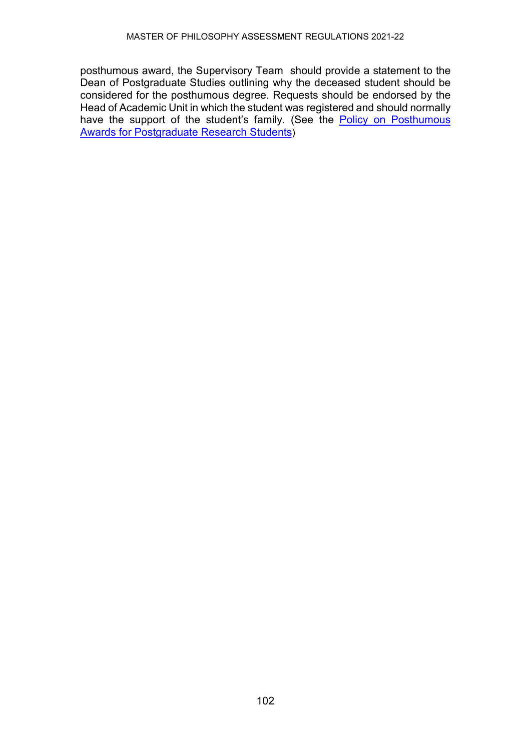posthumous award, the Supervisory Team should provide a statement to the Dean of Postgraduate Studies outlining why the deceased student should be considered for the posthumous degree. Requests should be endorsed by the Head of Academic Unit in which the student was registered and should normally have the support of the student's family. (See the [Policy on Posthumous Awards for Postgraduate Research Students])